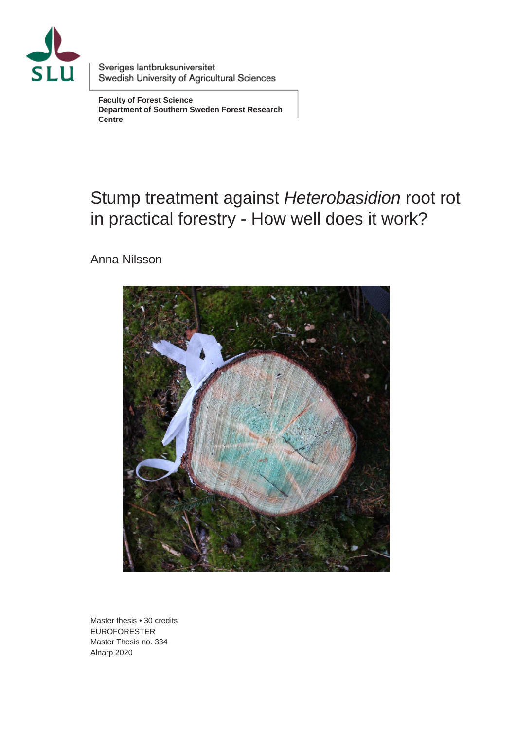Sveriges lantbruksuniversitet
Swedish University of Agricultural Sciences

**Faculty of Forest Science**
**Department of Southern Sweden Forest Research Centre**

# Stump treatment against *Heterobasidion* root rot in practical forestry - How well does it work?

Anna Nilsson

Master thesis • 30 credits
EUROFORESTER
Master Thesis no. 334
Alnarp 2020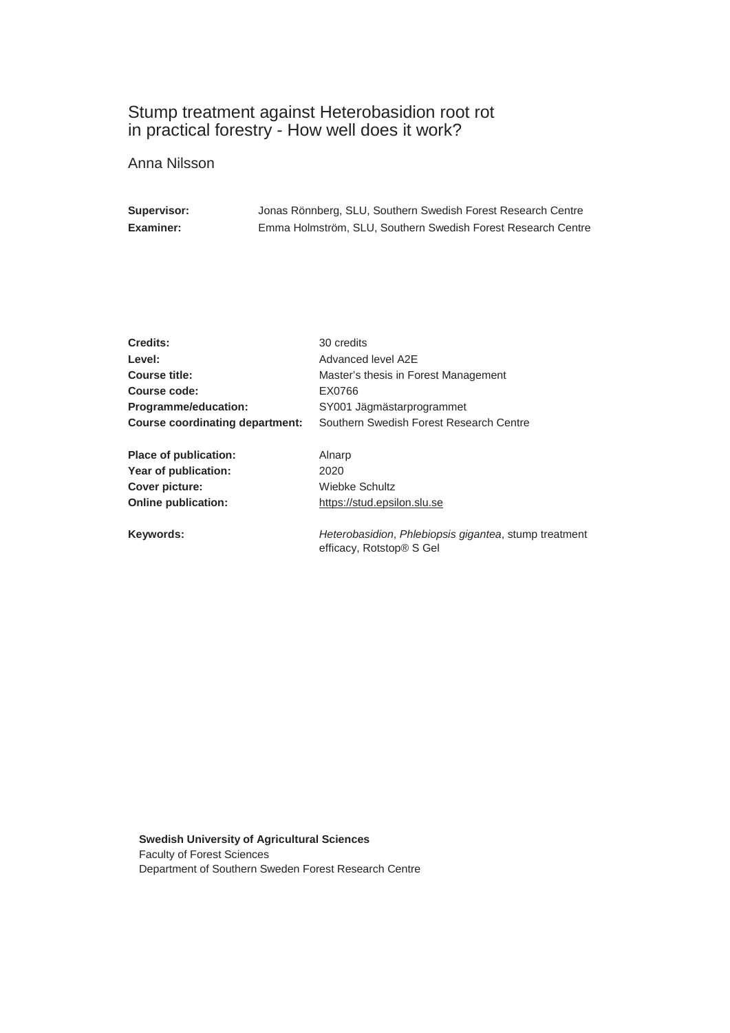# Stump treatment against Heterobasidion root rot in practical forestry - How well does it work?

Anna Nilsson

| | |
|---|---|
| **Supervisor:** | Jonas Rönnberg, SLU, Southern Swedish Forest Research Centre |
| **Examiner:** | Emma Holmström, SLU, Southern Swedish Forest Research Centre |

| | |
|---|---|
| **Credits:** | 30 credits |
| **Level:** | Advanced level A2E |
| **Course title:** | Master's thesis in Forest Management |
| **Course code:** | EX0766 |
| **Programme/education:** | SY001 Jägmästarprogrammet |
| **Course coordinating department:** | Southern Swedish Forest Research Centre |
| **Place of publication:** | Alnarp |
| **Year of publication:** | 2020 |
| **Cover picture:** | Wiebke Schultz |
| **Online publication:** | https://stud.epsilon.slu.se |
| **Keywords:** | *Heterobasidion*, *Phlebiopsis gigantea*, stump treatment efficacy, Rotstop® S Gel |

**Swedish University of Agricultural Sciences**
Faculty of Forest Sciences
Department of Southern Sweden Forest Research Centre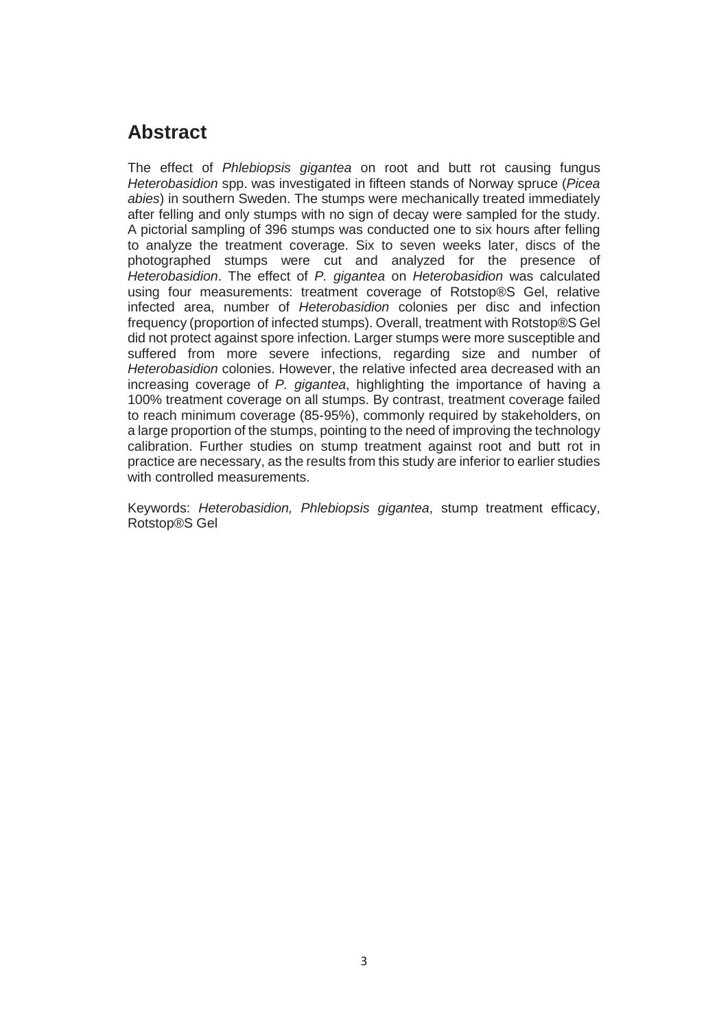## Abstract

The effect of *Phlebiopsis gigantea* on root and butt rot causing fungus *Heterobasidion* spp. was investigated in fifteen stands of Norway spruce (*Picea abies*) in southern Sweden. The stumps were mechanically treated immediately after felling and only stumps with no sign of decay were sampled for the study. A pictorial sampling of 396 stumps was conducted one to six hours after felling to analyze the treatment coverage. Six to seven weeks later, discs of the photographed stumps were cut and analyzed for the presence of *Heterobasidion*. The effect of *P. gigantea* on *Heterobasidion* was calculated using four measurements: treatment coverage of Rotstop®S Gel, relative infected area, number of *Heterobasidion* colonies per disc and infection frequency (proportion of infected stumps). Overall, treatment with Rotstop®S Gel did not protect against spore infection. Larger stumps were more susceptible and suffered from more severe infections, regarding size and number of *Heterobasidion* colonies. However, the relative infected area decreased with an increasing coverage of *P. gigantea*, highlighting the importance of having a 100% treatment coverage on all stumps. By contrast, treatment coverage failed to reach minimum coverage (85-95%), commonly required by stakeholders, on a large proportion of the stumps, pointing to the need of improving the technology calibration. Further studies on stump treatment against root and butt rot in practice are necessary, as the results from this study are inferior to earlier studies with controlled measurements.

Keywords: *Heterobasidion, Phlebiopsis gigantea*, stump treatment efficacy, Rotstop®S Gel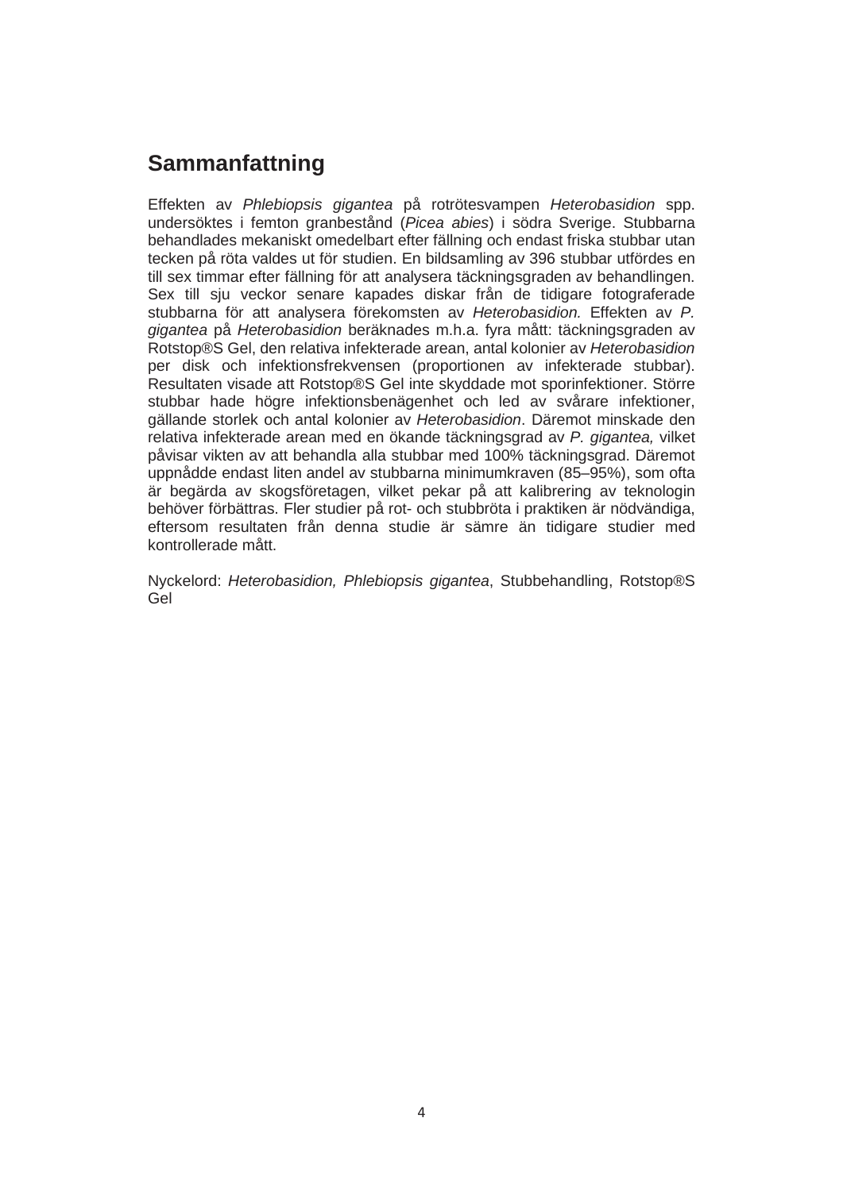## Sammanfattning

Effekten av *Phlebiopsis gigantea* på rotrötesvampen *Heterobasidion* spp. undersöktes i femton granbestånd (*Picea abies*) i södra Sverige. Stubbarna behandlades mekaniskt omedelbart efter fällning och endast friska stubbar utan tecken på röta valdes ut för studien. En bildsamling av 396 stubbar utfördes en till sex timmar efter fällning för att analysera täckningsgraden av behandlingen. Sex till sju veckor senare kapades diskar från de tidigare fotograferade stubbarna för att analysera förekomsten av *Heterobasidion.* Effekten av *P. gigantea* på *Heterobasidion* beräknades m.h.a. fyra mått: täckningsgraden av Rotstop®S Gel, den relativa infekterade arean, antal kolonier av *Heterobasidion* per disk och infektionsfrekvensen (proportionen av infekterade stubbar). Resultaten visade att Rotstop®S Gel inte skyddade mot sporinfektioner. Större stubbar hade högre infektionsbenägenhet och led av svårare infektioner, gällande storlek och antal kolonier av *Heterobasidion*. Däremot minskade den relativa infekterade arean med en ökande täckningsgrad av *P. gigantea,* vilket påvisar vikten av att behandla alla stubbar med 100% täckningsgrad. Däremot uppnådde endast liten andel av stubbarna minimumkraven (85–95%), som ofta är begärda av skogsföretagen, vilket pekar på att kalibrering av teknologin behöver förbättras. Fler studier på rot- och stubbröta i praktiken är nödvändiga, eftersom resultaten från denna studie är sämre än tidigare studier med kontrollerade mått.

Nyckelord: *Heterobasidion, Phlebiopsis gigantea*, Stubbehandling, Rotstop®S Gel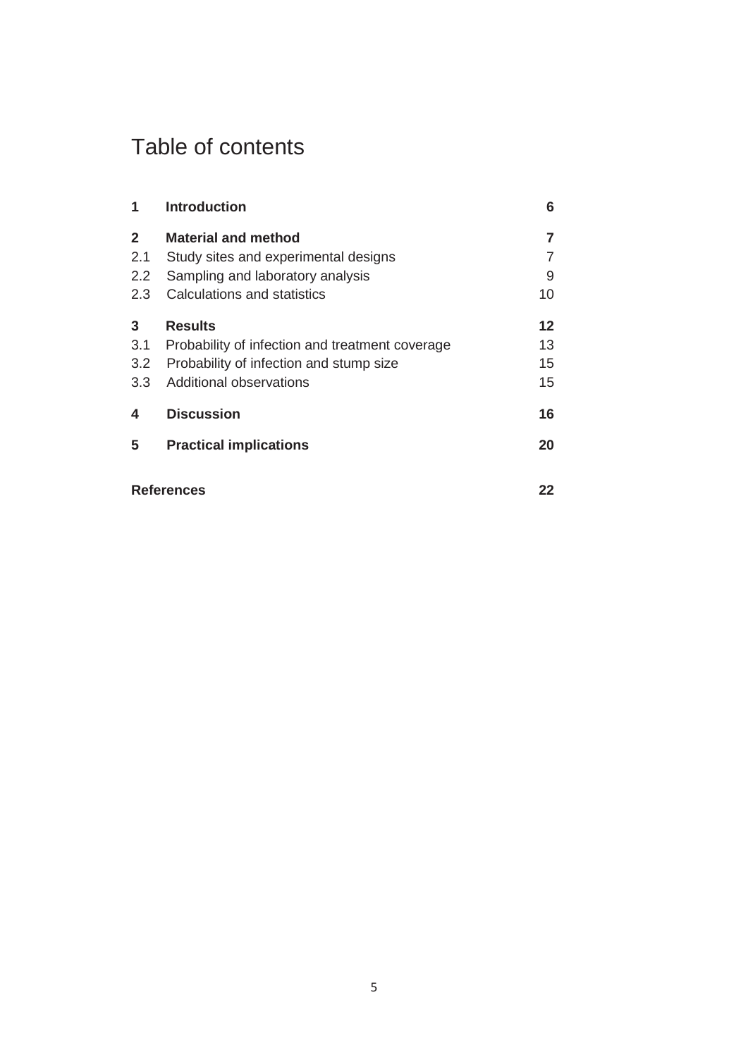# Table of contents

| | | |
|---|---|---|
| **1** | **Introduction** | **6** |
| **2** | **Material and method** | **7** |
| 2.1 | Study sites and experimental designs | 7 |
| 2.2 | Sampling and laboratory analysis | 9 |
| 2.3 | Calculations and statistics | 10 |
| **3** | **Results** | **12** |
| 3.1 | Probability of infection and treatment coverage | 13 |
| 3.2 | Probability of infection and stump size | 15 |
| 3.3 | Additional observations | 15 |
| **4** | **Discussion** | **16** |
| **5** | **Practical implications** | **20** |
| **References** | | **22** |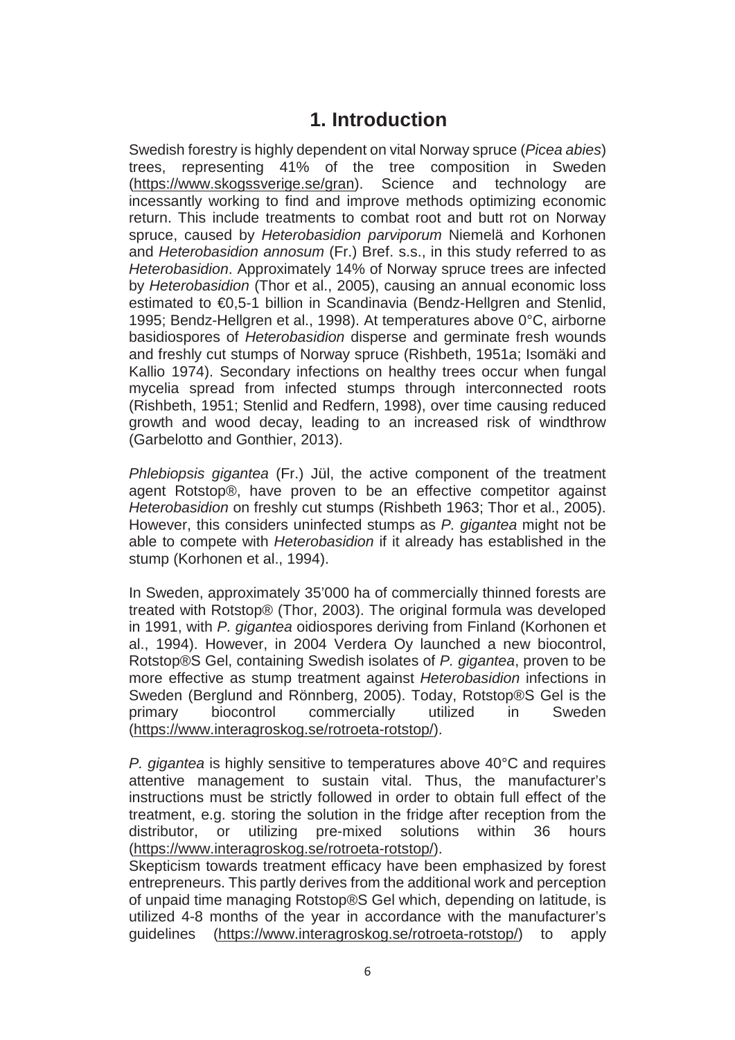# 1. Introduction

Swedish forestry is highly dependent on vital Norway spruce (*Picea abies*) trees, representing 41% of the tree composition in Sweden (https://www.skogssverige.se/gran). Science and technology are incessantly working to find and improve methods optimizing economic return. This include treatments to combat root and butt rot on Norway spruce, caused by *Heterobasidion parviporum* Niemelä and Korhonen and *Heterobasidion annosum* (Fr.) Bref. s.s., in this study referred to as *Heterobasidion*. Approximately 14% of Norway spruce trees are infected by *Heterobasidion* (Thor et al., 2005), causing an annual economic loss estimated to €0,5-1 billion in Scandinavia (Bendz-Hellgren and Stenlid, 1995; Bendz-Hellgren et al., 1998). At temperatures above 0°C, airborne basidiospores of *Heterobasidion* disperse and germinate fresh wounds and freshly cut stumps of Norway spruce (Rishbeth, 1951a; Isomäki and Kallio 1974). Secondary infections on healthy trees occur when fungal mycelia spread from infected stumps through interconnected roots (Rishbeth, 1951; Stenlid and Redfern, 1998), over time causing reduced growth and wood decay, leading to an increased risk of windthrow (Garbelotto and Gonthier, 2013).

*Phlebiopsis gigantea* (Fr.) Jül, the active component of the treatment agent Rotstop®, have proven to be an effective competitor against *Heterobasidion* on freshly cut stumps (Rishbeth 1963; Thor et al., 2005). However, this considers uninfected stumps as *P. gigantea* might not be able to compete with *Heterobasidion* if it already has established in the stump (Korhonen et al., 1994).

In Sweden, approximately 35'000 ha of commercially thinned forests are treated with Rotstop® (Thor, 2003). The original formula was developed in 1991, with *P. gigantea* oidiospores deriving from Finland (Korhonen et al., 1994). However, in 2004 Verdera Oy launched a new biocontrol, Rotstop®S Gel, containing Swedish isolates of *P. gigantea*, proven to be more effective as stump treatment against *Heterobasidion* infections in Sweden (Berglund and Rönnberg, 2005). Today, Rotstop®S Gel is the primary biocontrol commercially utilized in Sweden (https://www.interagroskog.se/rotroeta-rotstop/).

*P. gigantea* is highly sensitive to temperatures above 40°C and requires attentive management to sustain vital. Thus, the manufacturer's instructions must be strictly followed in order to obtain full effect of the treatment, e.g. storing the solution in the fridge after reception from the distributor, or utilizing pre-mixed solutions within 36 hours (https://www.interagroskog.se/rotroeta-rotstop/).

Skepticism towards treatment efficacy have been emphasized by forest entrepreneurs. This partly derives from the additional work and perception of unpaid time managing Rotstop®S Gel which, depending on latitude, is utilized 4-8 months of the year in accordance with the manufacturer's guidelines (https://www.interagroskog.se/rotroeta-rotstop/) to apply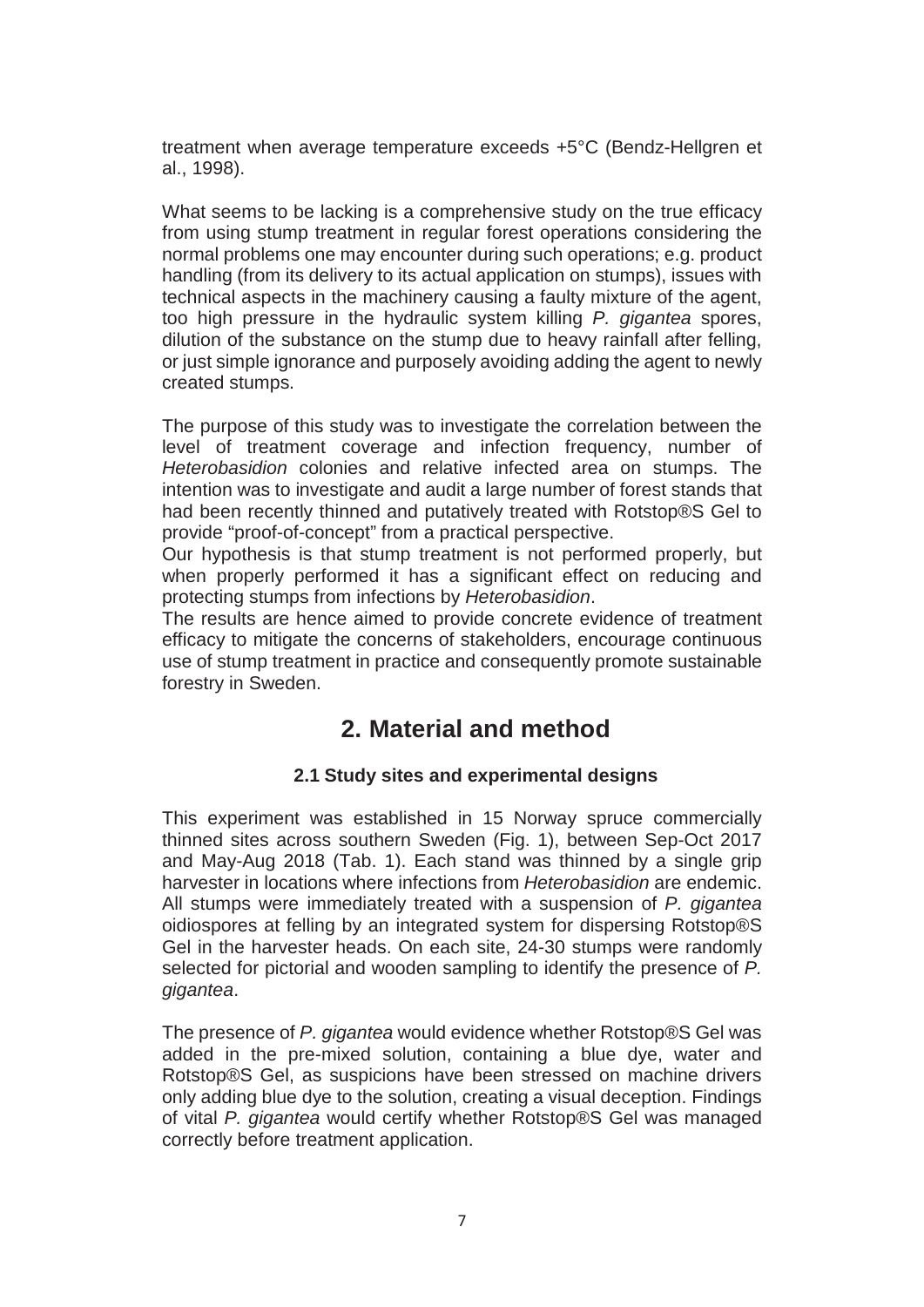treatment when average temperature exceeds +5°C (Bendz-Hellgren et al., 1998).

What seems to be lacking is a comprehensive study on the true efficacy from using stump treatment in regular forest operations considering the normal problems one may encounter during such operations; e.g. product handling (from its delivery to its actual application on stumps), issues with technical aspects in the machinery causing a faulty mixture of the agent, too high pressure in the hydraulic system killing *P. gigantea* spores, dilution of the substance on the stump due to heavy rainfall after felling, or just simple ignorance and purposely avoiding adding the agent to newly created stumps.

The purpose of this study was to investigate the correlation between the level of treatment coverage and infection frequency, number of *Heterobasidion* colonies and relative infected area on stumps. The intention was to investigate and audit a large number of forest stands that had been recently thinned and putatively treated with Rotstop®S Gel to provide "proof-of-concept" from a practical perspective.

Our hypothesis is that stump treatment is not performed properly, but when properly performed it has a significant effect on reducing and protecting stumps from infections by *Heterobasidion*.

The results are hence aimed to provide concrete evidence of treatment efficacy to mitigate the concerns of stakeholders, encourage continuous use of stump treatment in practice and consequently promote sustainable forestry in Sweden.

# 2. Material and method

### 2.1 Study sites and experimental designs

This experiment was established in 15 Norway spruce commercially thinned sites across southern Sweden (Fig. 1), between Sep-Oct 2017 and May-Aug 2018 (Tab. 1). Each stand was thinned by a single grip harvester in locations where infections from *Heterobasidion* are endemic. All stumps were immediately treated with a suspension of *P. gigantea* oidiospores at felling by an integrated system for dispersing Rotstop®S Gel in the harvester heads. On each site, 24-30 stumps were randomly selected for pictorial and wooden sampling to identify the presence of *P. gigantea*.

The presence of *P. gigantea* would evidence whether Rotstop®S Gel was added in the pre-mixed solution, containing a blue dye, water and Rotstop®S Gel, as suspicions have been stressed on machine drivers only adding blue dye to the solution, creating a visual deception. Findings of vital *P. gigantea* would certify whether Rotstop®S Gel was managed correctly before treatment application.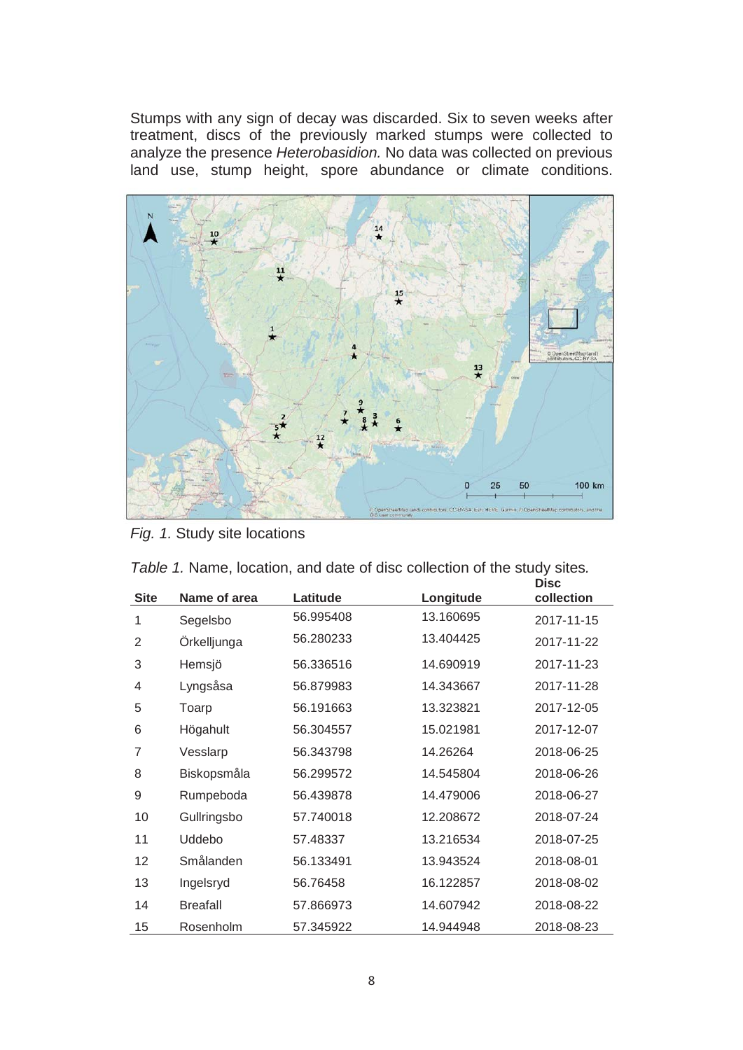Stumps with any sign of decay was discarded. Six to seven weeks after treatment, discs of the previously marked stumps were collected to analyze the presence *Heterobasidion.* No data was collected on previous land use, stump height, spore abundance or climate conditions.

*Fig. 1.* Study site locations

*Table 1.* Name, location, and date of disc collection of the study sites.

| Site | Name of area | Latitude | Longitude | Disc collection |
|---|---|---|---|---|
| 1 | Segelsbo | 56.995408 | 13.160695 | 2017-11-15 |
| 2 | Örkelljunga | 56.280233 | 13.404425 | 2017-11-22 |
| 3 | Hemsjö | 56.336516 | 14.690919 | 2017-11-23 |
| 4 | Lyngsåsa | 56.879983 | 14.343667 | 2017-11-28 |
| 5 | Toarp | 56.191663 | 13.323821 | 2017-12-05 |
| 6 | Högahult | 56.304557 | 15.021981 | 2017-12-07 |
| 7 | Vesslarp | 56.343798 | 14.26264 | 2018-06-25 |
| 8 | Biskopsmåla | 56.299572 | 14.545804 | 2018-06-26 |
| 9 | Rumpeboda | 56.439878 | 14.479006 | 2018-06-27 |
| 10 | Gullringsbo | 57.740018 | 12.208672 | 2018-07-24 |
| 11 | Uddebo | 57.48337 | 13.216534 | 2018-07-25 |
| 12 | Smålanden | 56.133491 | 13.943524 | 2018-08-01 |
| 13 | Ingelsryd | 56.76458 | 16.122857 | 2018-08-02 |
| 14 | Breafall | 57.866973 | 14.607942 | 2018-08-22 |
| 15 | Rosenholm | 57.345922 | 14.944948 | 2018-08-23 |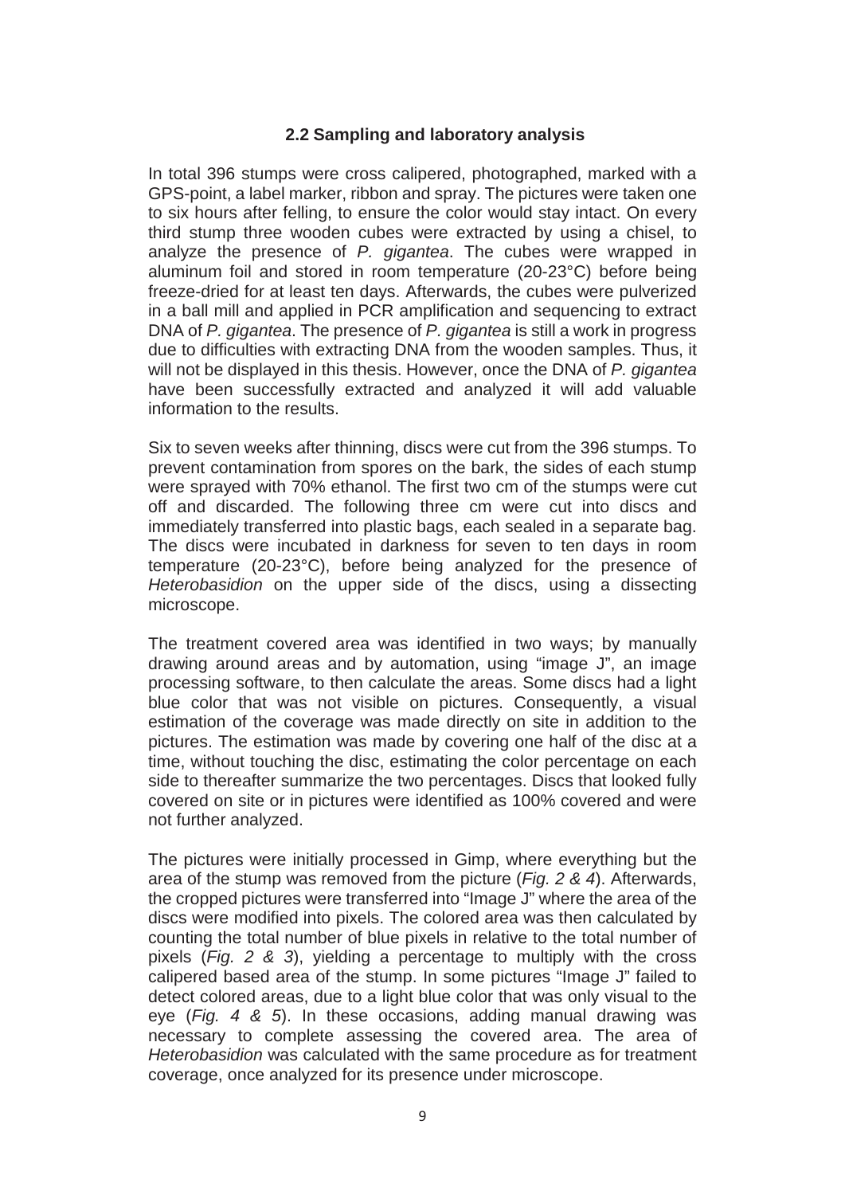### 2.2 Sampling and laboratory analysis

In total 396 stumps were cross calipered, photographed, marked with a GPS-point, a label marker, ribbon and spray. The pictures were taken one to six hours after felling, to ensure the color would stay intact. On every third stump three wooden cubes were extracted by using a chisel, to analyze the presence of *P. gigantea*. The cubes were wrapped in aluminum foil and stored in room temperature (20-23°C) before being freeze-dried for at least ten days. Afterwards, the cubes were pulverized in a ball mill and applied in PCR amplification and sequencing to extract DNA of *P. gigantea*. The presence of *P. gigantea* is still a work in progress due to difficulties with extracting DNA from the wooden samples. Thus, it will not be displayed in this thesis. However, once the DNA of *P. gigantea* have been successfully extracted and analyzed it will add valuable information to the results.

Six to seven weeks after thinning, discs were cut from the 396 stumps. To prevent contamination from spores on the bark, the sides of each stump were sprayed with 70% ethanol. The first two cm of the stumps were cut off and discarded. The following three cm were cut into discs and immediately transferred into plastic bags, each sealed in a separate bag. The discs were incubated in darkness for seven to ten days in room temperature (20-23°C), before being analyzed for the presence of *Heterobasidion* on the upper side of the discs, using a dissecting microscope.

The treatment covered area was identified in two ways; by manually drawing around areas and by automation, using "image J", an image processing software, to then calculate the areas. Some discs had a light blue color that was not visible on pictures. Consequently, a visual estimation of the coverage was made directly on site in addition to the pictures. The estimation was made by covering one half of the disc at a time, without touching the disc, estimating the color percentage on each side to thereafter summarize the two percentages. Discs that looked fully covered on site or in pictures were identified as 100% covered and were not further analyzed.

The pictures were initially processed in Gimp, where everything but the area of the stump was removed from the picture (*Fig. 2 & 4*). Afterwards, the cropped pictures were transferred into "Image J" where the area of the discs were modified into pixels. The colored area was then calculated by counting the total number of blue pixels in relative to the total number of pixels (*Fig. 2 & 3*), yielding a percentage to multiply with the cross calipered based area of the stump. In some pictures "Image J" failed to detect colored areas, due to a light blue color that was only visual to the eye (*Fig. 4 & 5*). In these occasions, adding manual drawing was necessary to complete assessing the covered area. The area of *Heterobasidion* was calculated with the same procedure as for treatment coverage, once analyzed for its presence under microscope.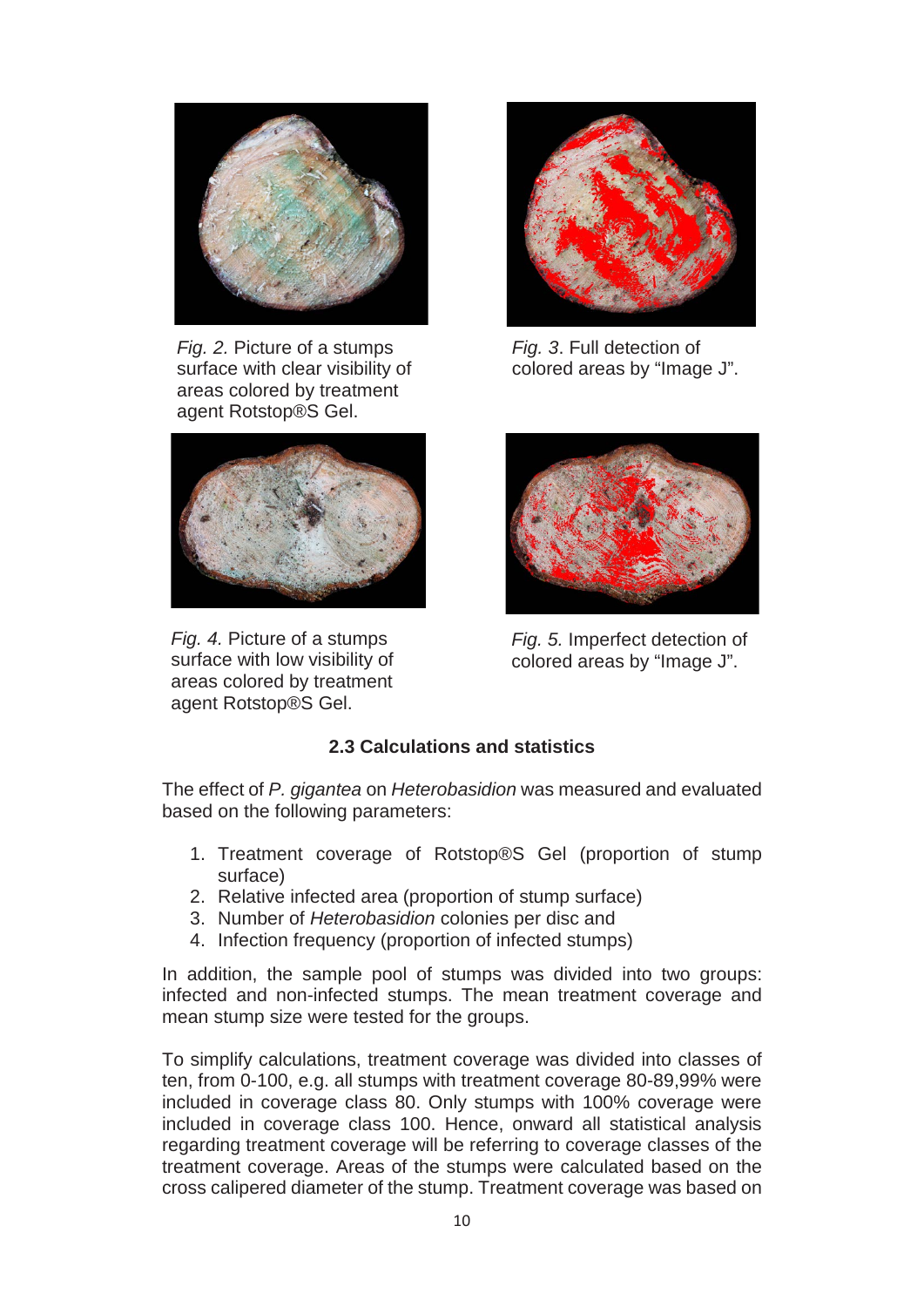*Fig. 2.* Picture of a stumps surface with clear visibility of areas colored by treatment agent Rotstop®S Gel.

*Fig. 3*. Full detection of colored areas by "Image J".

*Fig. 4.* Picture of a stumps surface with low visibility of areas colored by treatment agent Rotstop®S Gel.

*Fig. 5.* Imperfect detection of colored areas by "Image J".

### 2.3 Calculations and statistics

The effect of *P. gigantea* on *Heterobasidion* was measured and evaluated based on the following parameters:

1. Treatment coverage of Rotstop®S Gel (proportion of stump surface)
2. Relative infected area (proportion of stump surface)
3. Number of *Heterobasidion* colonies per disc and
4. Infection frequency (proportion of infected stumps)

In addition, the sample pool of stumps was divided into two groups: infected and non-infected stumps. The mean treatment coverage and mean stump size were tested for the groups.

To simplify calculations, treatment coverage was divided into classes of ten, from 0-100, e.g. all stumps with treatment coverage 80-89,99% were included in coverage class 80. Only stumps with 100% coverage were included in coverage class 100. Hence, onward all statistical analysis regarding treatment coverage will be referring to coverage classes of the treatment coverage. Areas of the stumps were calculated based on the cross calipered diameter of the stump. Treatment coverage was based on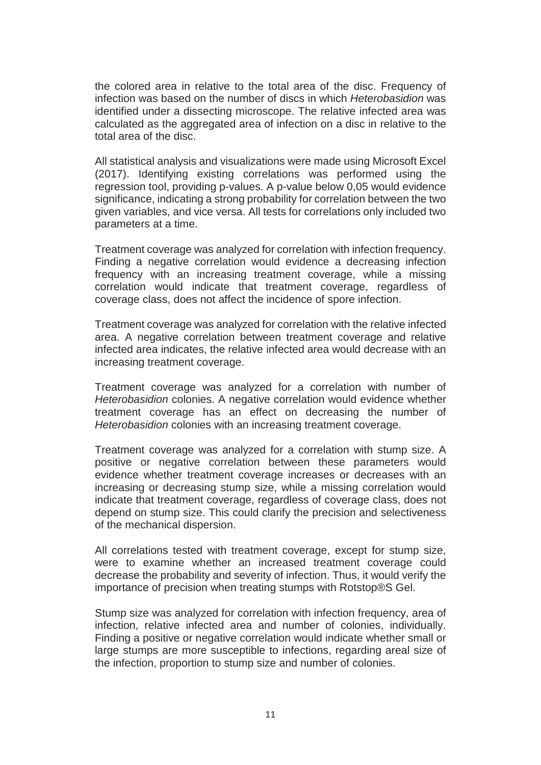the colored area in relative to the total area of the disc. Frequency of infection was based on the number of discs in which *Heterobasidion* was identified under a dissecting microscope. The relative infected area was calculated as the aggregated area of infection on a disc in relative to the total area of the disc.

All statistical analysis and visualizations were made using Microsoft Excel (2017). Identifying existing correlations was performed using the regression tool, providing p-values. A p-value below 0,05 would evidence significance, indicating a strong probability for correlation between the two given variables, and vice versa. All tests for correlations only included two parameters at a time.

Treatment coverage was analyzed for correlation with infection frequency. Finding a negative correlation would evidence a decreasing infection frequency with an increasing treatment coverage, while a missing correlation would indicate that treatment coverage, regardless of coverage class, does not affect the incidence of spore infection.

Treatment coverage was analyzed for correlation with the relative infected area. A negative correlation between treatment coverage and relative infected area indicates, the relative infected area would decrease with an increasing treatment coverage.

Treatment coverage was analyzed for a correlation with number of *Heterobasidion* colonies. A negative correlation would evidence whether treatment coverage has an effect on decreasing the number of *Heterobasidion* colonies with an increasing treatment coverage.

Treatment coverage was analyzed for a correlation with stump size. A positive or negative correlation between these parameters would evidence whether treatment coverage increases or decreases with an increasing or decreasing stump size, while a missing correlation would indicate that treatment coverage, regardless of coverage class, does not depend on stump size. This could clarify the precision and selectiveness of the mechanical dispersion.

All correlations tested with treatment coverage, except for stump size, were to examine whether an increased treatment coverage could decrease the probability and severity of infection. Thus, it would verify the importance of precision when treating stumps with Rotstop®S Gel.

Stump size was analyzed for correlation with infection frequency, area of infection, relative infected area and number of colonies, individually. Finding a positive or negative correlation would indicate whether small or large stumps are more susceptible to infections, regarding areal size of the infection, proportion to stump size and number of colonies.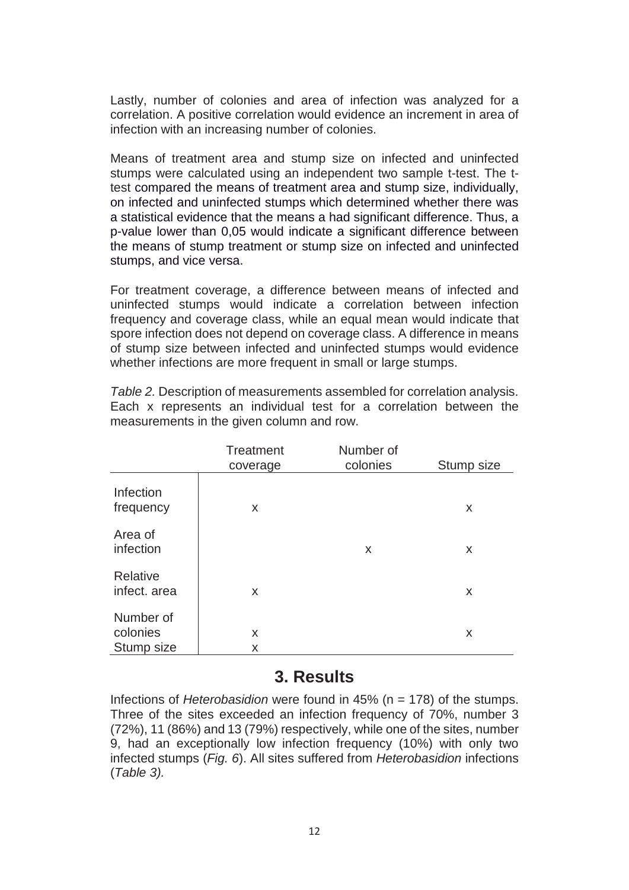Lastly, number of colonies and area of infection was analyzed for a correlation. A positive correlation would evidence an increment in area of infection with an increasing number of colonies.

Means of treatment area and stump size on infected and uninfected stumps were calculated using an independent two sample t-test. The t-test compared the means of treatment area and stump size, individually, on infected and uninfected stumps which determined whether there was a statistical evidence that the means a had significant difference. Thus, a p-value lower than 0,05 would indicate a significant difference between the means of stump treatment or stump size on infected and uninfected stumps, and vice versa.

For treatment coverage, a difference between means of infected and uninfected stumps would indicate a correlation between infection frequency and coverage class, while an equal mean would indicate that spore infection does not depend on coverage class. A difference in means of stump size between infected and uninfected stumps would evidence whether infections are more frequent in small or large stumps.

*Table 2.* Description of measurements assembled for correlation analysis. Each x represents an individual test for a correlation between the measurements in the given column and row.

| | Treatment coverage | Number of colonies | Stump size |
|---|---|---|---|
| Infection frequency | x | | x |
| Area of infection | | x | x |
| Relative infect. area | x | | x |
| Number of colonies | x | | x |
| Stump size | x | | |

# 3. Results

Infections of *Heterobasidion* were found in 45% (n = 178) of the stumps. Three of the sites exceeded an infection frequency of 70%, number 3 (72%), 11 (86%) and 13 (79%) respectively, while one of the sites, number 9, had an exceptionally low infection frequency (10%) with only two infected stumps (*Fig. 6*). All sites suffered from *Heterobasidion* infections (*Table 3).*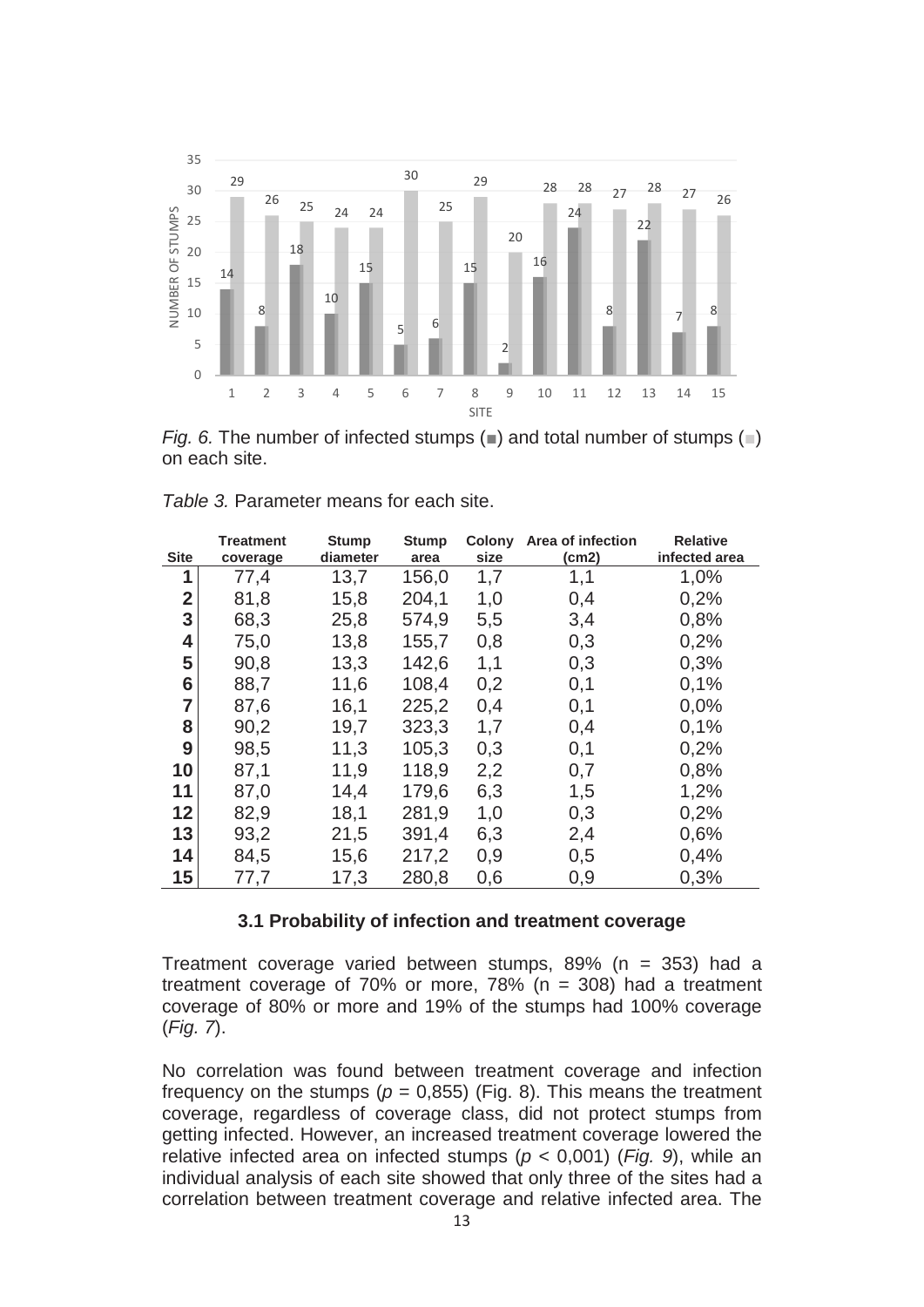*Fig. 6.* The number of infected stumps (■) and total number of stumps (■) on each site.

*Table 3.* Parameter means for each site.

| Site | Treatment coverage | Stump diameter | Stump area | Colony size | Area of infection (cm2) | Relative infected area |
|---|---|---|---|---|---|---|
| 1 | 77,4 | 13,7 | 156,0 | 1,7 | 1,1 | 1,0% |
| 2 | 81,8 | 15,8 | 204,1 | 1,0 | 0,4 | 0,2% |
| 3 | 68,3 | 25,8 | 574,9 | 5,5 | 3,4 | 0,8% |
| 4 | 75,0 | 13,8 | 155,7 | 0,8 | 0,3 | 0,2% |
| 5 | 90,8 | 13,3 | 142,6 | 1,1 | 0,3 | 0,3% |
| 6 | 88,7 | 11,6 | 108,4 | 0,2 | 0,1 | 0,1% |
| 7 | 87,6 | 16,1 | 225,2 | 0,4 | 0,1 | 0,0% |
| 8 | 90,2 | 19,7 | 323,3 | 1,7 | 0,4 | 0,1% |
| 9 | 98,5 | 11,3 | 105,3 | 0,3 | 0,1 | 0,2% |
| 10 | 87,1 | 11,9 | 118,9 | 2,2 | 0,7 | 0,8% |
| 11 | 87,0 | 14,4 | 179,6 | 6,3 | 1,5 | 1,2% |
| 12 | 82,9 | 18,1 | 281,9 | 1,0 | 0,3 | 0,2% |
| 13 | 93,2 | 21,5 | 391,4 | 6,3 | 2,4 | 0,6% |
| 14 | 84,5 | 15,6 | 217,2 | 0,9 | 0,5 | 0,4% |
| 15 | 77,7 | 17,3 | 280,8 | 0,6 | 0,9 | 0,3% |

### 3.1 Probability of infection and treatment coverage

Treatment coverage varied between stumps, 89% (n = 353) had a treatment coverage of 70% or more, 78% (n = 308) had a treatment coverage of 80% or more and 19% of the stumps had 100% coverage (*Fig. 7*).

No correlation was found between treatment coverage and infection frequency on the stumps ($p$ = 0,855) (Fig. 8). This means the treatment coverage, regardless of coverage class, did not protect stumps from getting infected. However, an increased treatment coverage lowered the relative infected area on infected stumps ($p$ < 0,001) (*Fig. 9*), while an individual analysis of each site showed that only three of the sites had a correlation between treatment coverage and relative infected area. The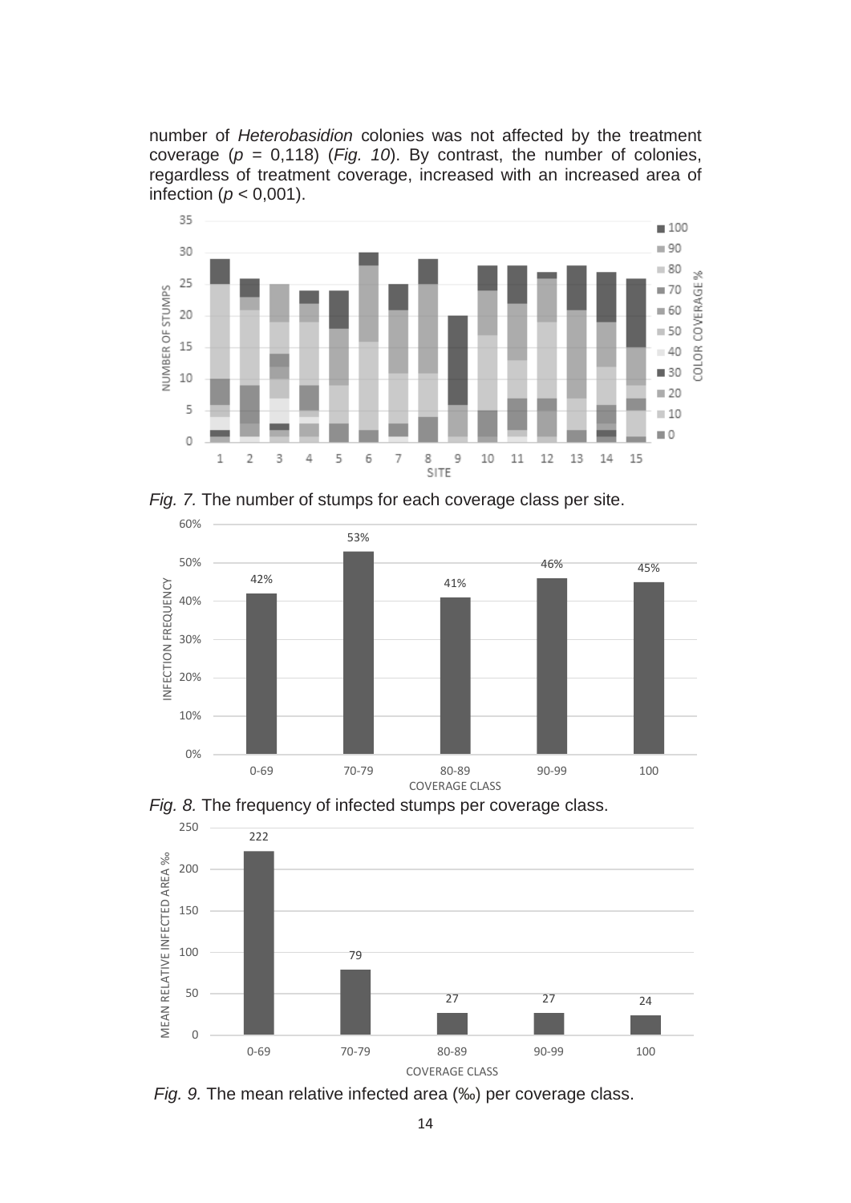number of *Heterobasidion* colonies was not affected by the treatment coverage ($p$ = 0,118) (*Fig. 10*). By contrast, the number of colonies, regardless of treatment coverage, increased with an increased area of infection ($p$ < 0,001).

*Fig. 7.* The number of stumps for each coverage class per site.

*Fig. 8.* The frequency of infected stumps per coverage class.

*Fig. 9.* The mean relative infected area (‰) per coverage class.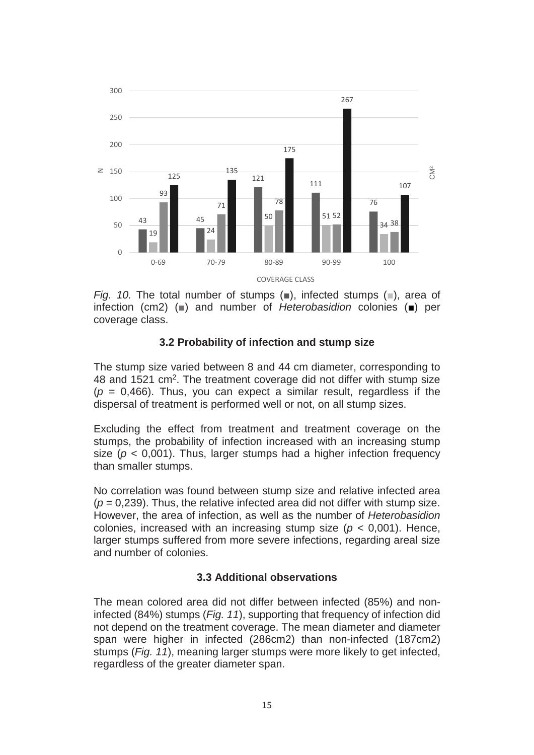*Fig. 10.* The total number of stumps (■), infected stumps (■), area of infection (cm2) (■) and number of *Heterobasidion* colonies (■) per coverage class.

### 3.2 Probability of infection and stump size

The stump size varied between 8 and 44 cm diameter, corresponding to 48 and 1521 cm$^2$. The treatment coverage did not differ with stump size ($p$ = 0,466). Thus, you can expect a similar result, regardless if the dispersal of treatment is performed well or not, on all stump sizes.

Excluding the effect from treatment and treatment coverage on the stumps, the probability of infection increased with an increasing stump size ($p$ < 0,001). Thus, larger stumps had a higher infection frequency than smaller stumps.

No correlation was found between stump size and relative infected area ($p$ = 0,239). Thus, the relative infected area did not differ with stump size. However, the area of infection, as well as the number of *Heterobasidion* colonies, increased with an increasing stump size ($p$ < 0,001). Hence, larger stumps suffered from more severe infections, regarding areal size and number of colonies.

### 3.3 Additional observations

The mean colored area did not differ between infected (85%) and non-infected (84%) stumps (*Fig. 11*), supporting that frequency of infection did not depend on the treatment coverage. The mean diameter and diameter span were higher in infected (286cm2) than non-infected (187cm2) stumps (*Fig. 11*), meaning larger stumps were more likely to get infected, regardless of the greater diameter span.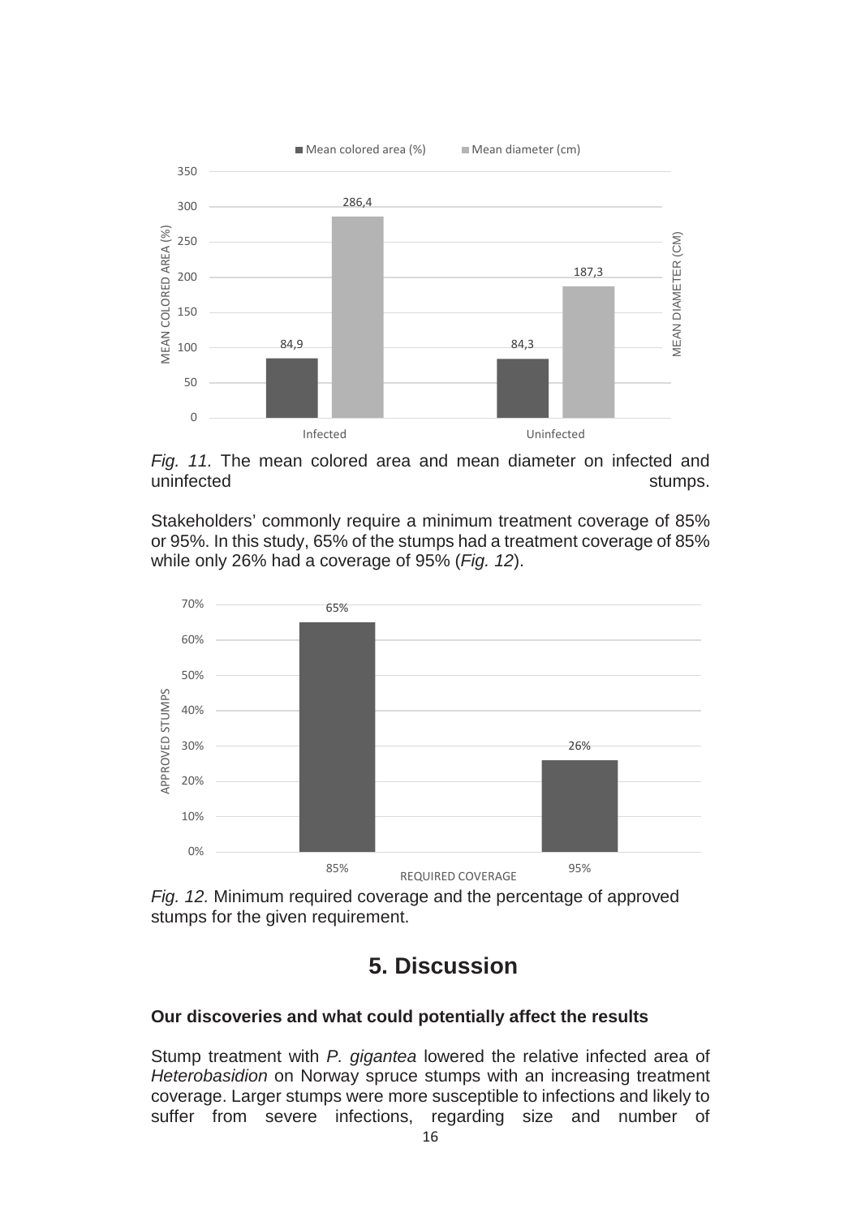*Fig. 11.* The mean colored area and mean diameter on infected and uninfected stumps.

Stakeholders' commonly require a minimum treatment coverage of 85% or 95%. In this study, 65% of the stumps had a treatment coverage of 85% while only 26% had a coverage of 95% (*Fig. 12*).

*Fig. 12.* Minimum required coverage and the percentage of approved stumps for the given requirement.

# 5. Discussion

### Our discoveries and what could potentially affect the results

Stump treatment with *P. gigantea* lowered the relative infected area of *Heterobasidion* on Norway spruce stumps with an increasing treatment coverage. Larger stumps were more susceptible to infections and likely to suffer from severe infections, regarding size and number of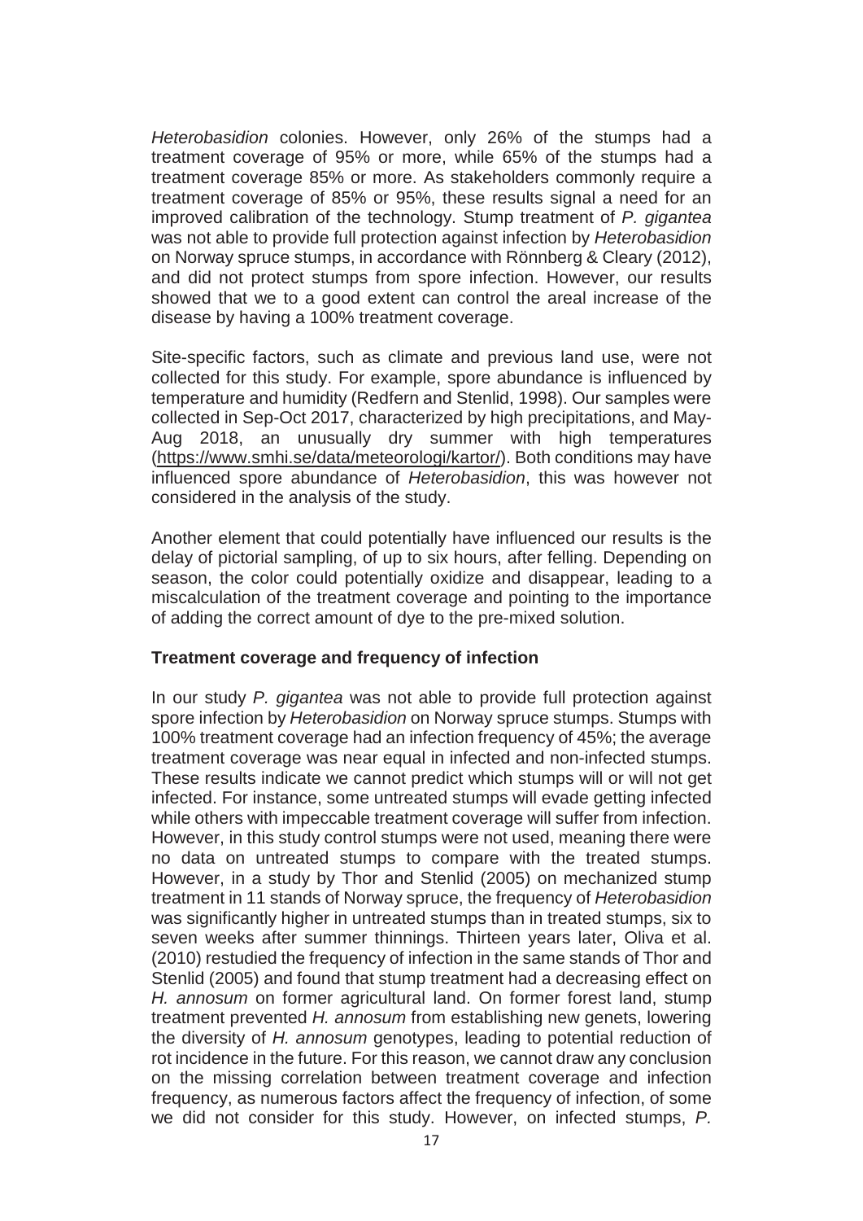*Heterobasidion* colonies. However, only 26% of the stumps had a treatment coverage of 95% or more, while 65% of the stumps had a treatment coverage 85% or more. As stakeholders commonly require a treatment coverage of 85% or 95%, these results signal a need for an improved calibration of the technology. Stump treatment of *P. gigantea* was not able to provide full protection against infection by *Heterobasidion* on Norway spruce stumps, in accordance with Rönnberg & Cleary (2012), and did not protect stumps from spore infection. However, our results showed that we to a good extent can control the areal increase of the disease by having a 100% treatment coverage.

Site-specific factors, such as climate and previous land use, were not collected for this study. For example, spore abundance is influenced by temperature and humidity (Redfern and Stenlid, 1998). Our samples were collected in Sep-Oct 2017, characterized by high precipitations, and May-Aug 2018, an unusually dry summer with high temperatures (https://www.smhi.se/data/meteorologi/kartor/). Both conditions may have influenced spore abundance of *Heterobasidion*, this was however not considered in the analysis of the study.

Another element that could potentially have influenced our results is the delay of pictorial sampling, of up to six hours, after felling. Depending on season, the color could potentially oxidize and disappear, leading to a miscalculation of the treatment coverage and pointing to the importance of adding the correct amount of dye to the pre-mixed solution.

### Treatment coverage and frequency of infection

In our study *P. gigantea* was not able to provide full protection against spore infection by *Heterobasidion* on Norway spruce stumps. Stumps with 100% treatment coverage had an infection frequency of 45%; the average treatment coverage was near equal in infected and non-infected stumps. These results indicate we cannot predict which stumps will or will not get infected. For instance, some untreated stumps will evade getting infected while others with impeccable treatment coverage will suffer from infection. However, in this study control stumps were not used, meaning there were no data on untreated stumps to compare with the treated stumps. However, in a study by Thor and Stenlid (2005) on mechanized stump treatment in 11 stands of Norway spruce, the frequency of *Heterobasidion* was significantly higher in untreated stumps than in treated stumps, six to seven weeks after summer thinnings. Thirteen years later, Oliva et al. (2010) restudied the frequency of infection in the same stands of Thor and Stenlid (2005) and found that stump treatment had a decreasing effect on *H. annosum* on former agricultural land. On former forest land, stump treatment prevented *H. annosum* from establishing new genets, lowering the diversity of *H. annosum* genotypes, leading to potential reduction of rot incidence in the future. For this reason, we cannot draw any conclusion on the missing correlation between treatment coverage and infection frequency, as numerous factors affect the frequency of infection, of some we did not consider for this study. However, on infected stumps, *P.*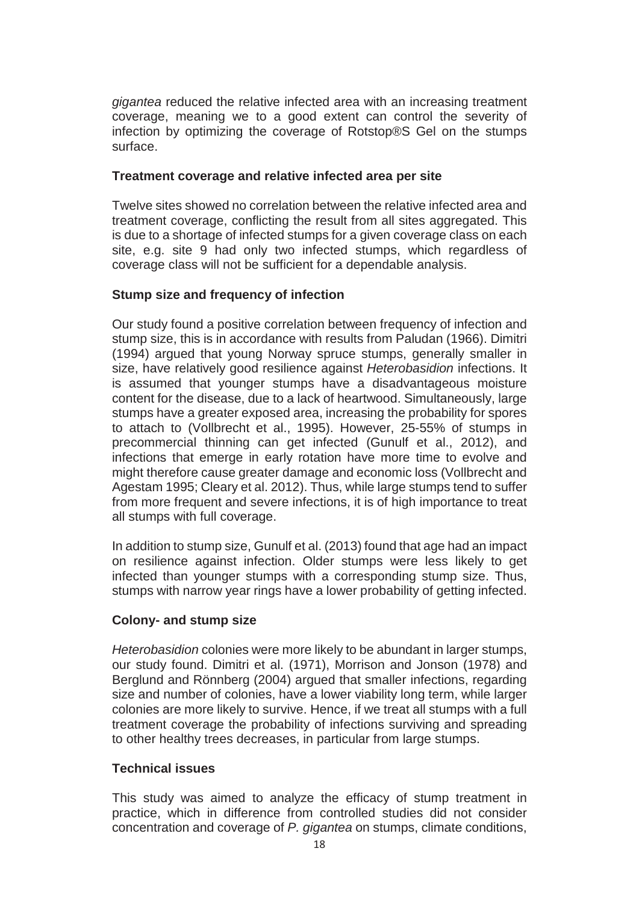*gigantea* reduced the relative infected area with an increasing treatment coverage, meaning we to a good extent can control the severity of infection by optimizing the coverage of Rotstop®S Gel on the stumps surface.

### Treatment coverage and relative infected area per site

Twelve sites showed no correlation between the relative infected area and treatment coverage, conflicting the result from all sites aggregated. This is due to a shortage of infected stumps for a given coverage class on each site, e.g. site 9 had only two infected stumps, which regardless of coverage class will not be sufficient for a dependable analysis.

### Stump size and frequency of infection

Our study found a positive correlation between frequency of infection and stump size, this is in accordance with results from Paludan (1966). Dimitri (1994) argued that young Norway spruce stumps, generally smaller in size, have relatively good resilience against *Heterobasidion* infections. It is assumed that younger stumps have a disadvantageous moisture content for the disease, due to a lack of heartwood. Simultaneously, large stumps have a greater exposed area, increasing the probability for spores to attach to (Vollbrecht et al., 1995). However, 25-55% of stumps in precommercial thinning can get infected (Gunulf et al., 2012), and infections that emerge in early rotation have more time to evolve and might therefore cause greater damage and economic loss (Vollbrecht and Agestam 1995; Cleary et al. 2012). Thus, while large stumps tend to suffer from more frequent and severe infections, it is of high importance to treat all stumps with full coverage.

In addition to stump size, Gunulf et al. (2013) found that age had an impact on resilience against infection. Older stumps were less likely to get infected than younger stumps with a corresponding stump size. Thus, stumps with narrow year rings have a lower probability of getting infected.

### Colony- and stump size

*Heterobasidion* colonies were more likely to be abundant in larger stumps, our study found. Dimitri et al. (1971), Morrison and Jonson (1978) and Berglund and Rönnberg (2004) argued that smaller infections, regarding size and number of colonies, have a lower viability long term, while larger colonies are more likely to survive. Hence, if we treat all stumps with a full treatment coverage the probability of infections surviving and spreading to other healthy trees decreases, in particular from large stumps.

### Technical issues

This study was aimed to analyze the efficacy of stump treatment in practice, which in difference from controlled studies did not consider concentration and coverage of *P. gigantea* on stumps, climate conditions,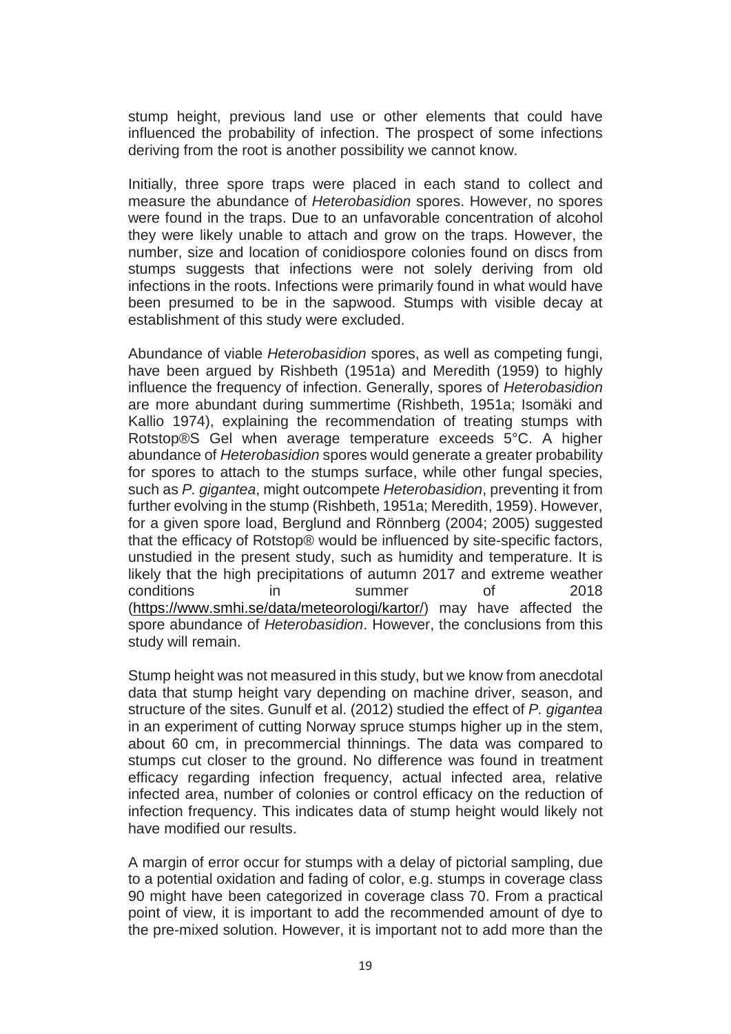stump height, previous land use or other elements that could have influenced the probability of infection. The prospect of some infections deriving from the root is another possibility we cannot know.

Initially, three spore traps were placed in each stand to collect and measure the abundance of *Heterobasidion* spores. However, no spores were found in the traps. Due to an unfavorable concentration of alcohol they were likely unable to attach and grow on the traps. However, the number, size and location of conidiospore colonies found on discs from stumps suggests that infections were not solely deriving from old infections in the roots. Infections were primarily found in what would have been presumed to be in the sapwood. Stumps with visible decay at establishment of this study were excluded.

Abundance of viable *Heterobasidion* spores, as well as competing fungi, have been argued by Rishbeth (1951a) and Meredith (1959) to highly influence the frequency of infection. Generally, spores of *Heterobasidion* are more abundant during summertime (Rishbeth, 1951a; Isomäki and Kallio 1974), explaining the recommendation of treating stumps with Rotstop®S Gel when average temperature exceeds 5°C. A higher abundance of *Heterobasidion* spores would generate a greater probability for spores to attach to the stumps surface, while other fungal species, such as *P. gigantea*, might outcompete *Heterobasidion*, preventing it from further evolving in the stump (Rishbeth, 1951a; Meredith, 1959). However, for a given spore load, Berglund and Rönnberg (2004; 2005) suggested that the efficacy of Rotstop® would be influenced by site-specific factors, unstudied in the present study, such as humidity and temperature. It is likely that the high precipitations of autumn 2017 and extreme weather conditions in summer of 2018 (https://www.smhi.se/data/meteorologi/kartor/) may have affected the spore abundance of *Heterobasidion*. However, the conclusions from this study will remain.

Stump height was not measured in this study, but we know from anecdotal data that stump height vary depending on machine driver, season, and structure of the sites. Gunulf et al. (2012) studied the effect of *P. gigantea* in an experiment of cutting Norway spruce stumps higher up in the stem, about 60 cm, in precommercial thinnings. The data was compared to stumps cut closer to the ground. No difference was found in treatment efficacy regarding infection frequency, actual infected area, relative infected area, number of colonies or control efficacy on the reduction of infection frequency. This indicates data of stump height would likely not have modified our results.

A margin of error occur for stumps with a delay of pictorial sampling, due to a potential oxidation and fading of color, e.g. stumps in coverage class 90 might have been categorized in coverage class 70. From a practical point of view, it is important to add the recommended amount of dye to the pre-mixed solution. However, it is important not to add more than the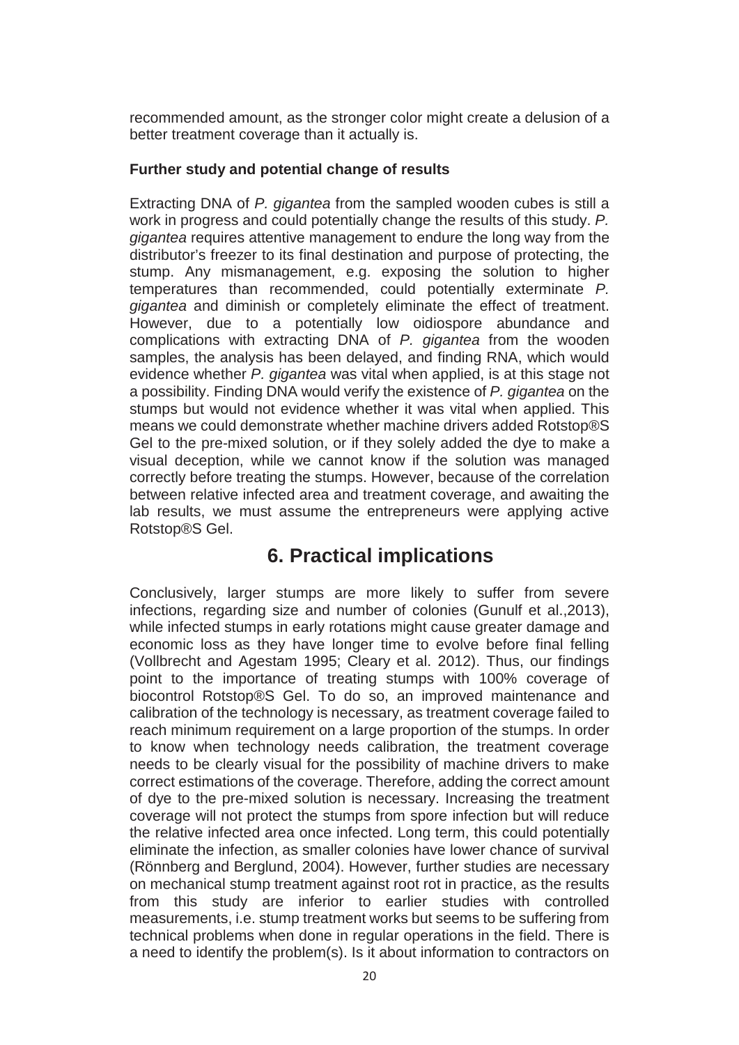recommended amount, as the stronger color might create a delusion of a better treatment coverage than it actually is.

**Further study and potential change of results**

Extracting DNA of *P. gigantea* from the sampled wooden cubes is still a work in progress and could potentially change the results of this study. *P. gigantea* requires attentive management to endure the long way from the distributor's freezer to its final destination and purpose of protecting, the stump. Any mismanagement, e.g. exposing the solution to higher temperatures than recommended, could potentially exterminate *P. gigantea* and diminish or completely eliminate the effect of treatment. However, due to a potentially low oidiospore abundance and complications with extracting DNA of *P. gigantea* from the wooden samples, the analysis has been delayed, and finding RNA, which would evidence whether *P. gigantea* was vital when applied, is at this stage not a possibility. Finding DNA would verify the existence of *P. gigantea* on the stumps but would not evidence whether it was vital when applied. This means we could demonstrate whether machine drivers added Rotstop®S Gel to the pre-mixed solution, or if they solely added the dye to make a visual deception, while we cannot know if the solution was managed correctly before treating the stumps. However, because of the correlation between relative infected area and treatment coverage, and awaiting the lab results, we must assume the entrepreneurs were applying active Rotstop®S Gel.

# 6. Practical implications

Conclusively, larger stumps are more likely to suffer from severe infections, regarding size and number of colonies (Gunulf et al.,2013), while infected stumps in early rotations might cause greater damage and economic loss as they have longer time to evolve before final felling (Vollbrecht and Agestam 1995; Cleary et al. 2012). Thus, our findings point to the importance of treating stumps with 100% coverage of biocontrol Rotstop®S Gel. To do so, an improved maintenance and calibration of the technology is necessary, as treatment coverage failed to reach minimum requirement on a large proportion of the stumps. In order to know when technology needs calibration, the treatment coverage needs to be clearly visual for the possibility of machine drivers to make correct estimations of the coverage. Therefore, adding the correct amount of dye to the pre-mixed solution is necessary. Increasing the treatment coverage will not protect the stumps from spore infection but will reduce the relative infected area once infected. Long term, this could potentially eliminate the infection, as smaller colonies have lower chance of survival (Rönnberg and Berglund, 2004). However, further studies are necessary on mechanical stump treatment against root rot in practice, as the results from this study are inferior to earlier studies with controlled measurements, i.e. stump treatment works but seems to be suffering from technical problems when done in regular operations in the field. There is a need to identify the problem(s). Is it about information to contractors on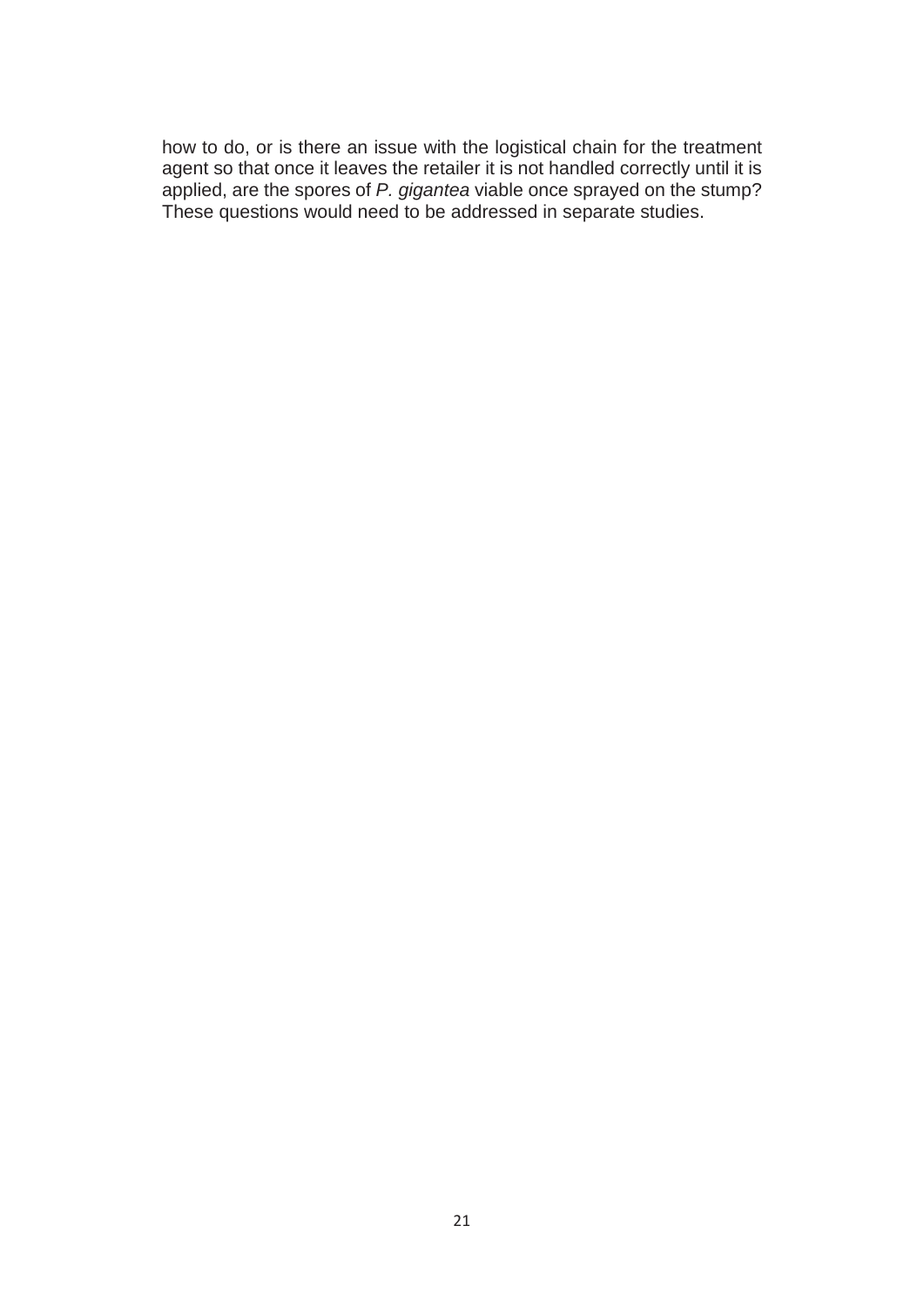how to do, or is there an issue with the logistical chain for the treatment agent so that once it leaves the retailer it is not handled correctly until it is applied, are the spores of *P. gigantea* viable once sprayed on the stump? These questions would need to be addressed in separate studies.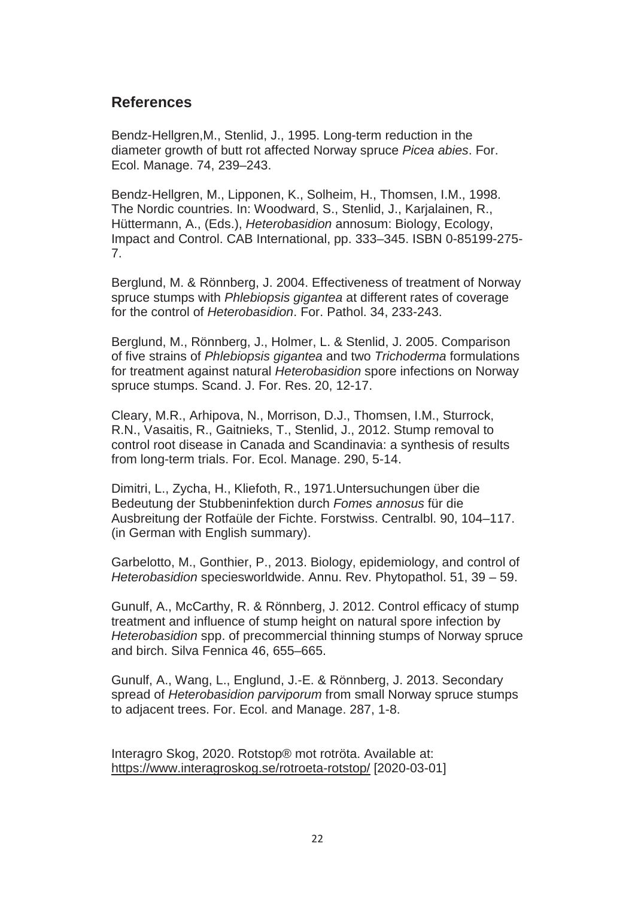## References

Bendz-Hellgren,M., Stenlid, J., 1995. Long-term reduction in the diameter growth of butt rot affected Norway spruce *Picea abies*. For. Ecol. Manage. 74, 239–243.

Bendz-Hellgren, M., Lipponen, K., Solheim, H., Thomsen, I.M., 1998. The Nordic countries. In: Woodward, S., Stenlid, J., Karjalainen, R., Hüttermann, A., (Eds.), *Heterobasidion* annosum: Biology, Ecology, Impact and Control. CAB International, pp. 333–345. ISBN 0-85199-275-7.

Berglund, M. & Rönnberg, J. 2004. Effectiveness of treatment of Norway spruce stumps with *Phlebiopsis gigantea* at different rates of coverage for the control of *Heterobasidion*. For. Pathol. 34, 233-243.

Berglund, M., Rönnberg, J., Holmer, L. & Stenlid, J. 2005. Comparison of five strains of *Phlebiopsis gigantea* and two *Trichoderma* formulations for treatment against natural *Heterobasidion* spore infections on Norway spruce stumps. Scand. J. For. Res. 20, 12-17.

Cleary, M.R., Arhipova, N., Morrison, D.J., Thomsen, I.M., Sturrock, R.N., Vasaitis, R., Gaitnieks, T., Stenlid, J., 2012. Stump removal to control root disease in Canada and Scandinavia: a synthesis of results from long-term trials. For. Ecol. Manage. 290, 5-14.

Dimitri, L., Zycha, H., Kliefoth, R., 1971.Untersuchungen über die Bedeutung der Stubbeninfektion durch *Fomes annosus* für die Ausbreitung der Rotfaüle der Fichte. Forstwiss. Centralbl. 90, 104–117. (in German with English summary).

Garbelotto, M., Gonthier, P., 2013. Biology, epidemiology, and control of *Heterobasidion* speciesworldwide. Annu. Rev. Phytopathol. 51, 39 – 59.

Gunulf, A., McCarthy, R. & Rönnberg, J. 2012. Control efficacy of stump treatment and influence of stump height on natural spore infection by *Heterobasidion* spp. of precommercial thinning stumps of Norway spruce and birch. Silva Fennica 46, 655–665.

Gunulf, A., Wang, L., Englund, J.-E. & Rönnberg, J. 2013. Secondary spread of *Heterobasidion parviporum* from small Norway spruce stumps to adjacent trees. For. Ecol. and Manage. 287, 1-8.

Interagro Skog, 2020. Rotstop® mot rotröta. Available at: https://www.interagroskog.se/rotroeta-rotstop/ [2020-03-01]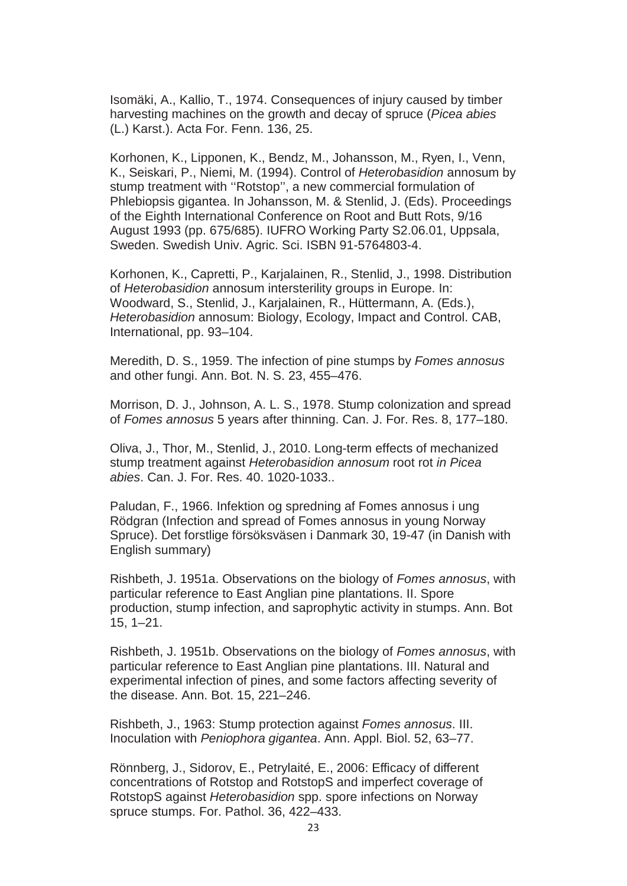Isomäki, A., Kallio, T., 1974. Consequences of injury caused by timber harvesting machines on the growth and decay of spruce (*Picea abies* (L.) Karst.). Acta For. Fenn. 136, 25.

Korhonen, K., Lipponen, K., Bendz, M., Johansson, M., Ryen, I., Venn, K., Seiskari, P., Niemi, M. (1994). Control of *Heterobasidion* annosum by stump treatment with ''Rotstop'', a new commercial formulation of Phlebiopsis gigantea. In Johansson, M. & Stenlid, J. (Eds). Proceedings of the Eighth International Conference on Root and Butt Rots, 9/16 August 1993 (pp. 675/685). IUFRO Working Party S2.06.01, Uppsala, Sweden. Swedish Univ. Agric. Sci. ISBN 91-5764803-4.

Korhonen, K., Capretti, P., Karjalainen, R., Stenlid, J., 1998. Distribution of *Heterobasidion* annosum intersterility groups in Europe. In: Woodward, S., Stenlid, J., Karjalainen, R., Hüttermann, A. (Eds.), *Heterobasidion* annosum: Biology, Ecology, Impact and Control. CAB, International, pp. 93–104.

Meredith, D. S., 1959. The infection of pine stumps by *Fomes annosus* and other fungi. Ann. Bot. N. S. 23, 455–476.

Morrison, D. J., Johnson, A. L. S., 1978. Stump colonization and spread of *Fomes annosus* 5 years after thinning. Can. J. For. Res. 8, 177–180.

Oliva, J., Thor, M., Stenlid, J., 2010. Long-term effects of mechanized stump treatment against *Heterobasidion annosum* root rot *in Picea abies*. Can. J. For. Res. 40. 1020-1033..

Paludan, F., 1966. Infektion og spredning af Fomes annosus i ung Rödgran (Infection and spread of Fomes annosus in young Norway Spruce). Det forstlige försöksväsen i Danmark 30, 19-47 (in Danish with English summary)

Rishbeth, J. 1951a. Observations on the biology of *Fomes annosus*, with particular reference to East Anglian pine plantations. II. Spore production, stump infection, and saprophytic activity in stumps. Ann. Bot 15, 1–21.

Rishbeth, J. 1951b. Observations on the biology of *Fomes annosus*, with particular reference to East Anglian pine plantations. III. Natural and experimental infection of pines, and some factors affecting severity of the disease. Ann. Bot. 15, 221–246.

Rishbeth, J., 1963: Stump protection against *Fomes annosus*. III. Inoculation with *Peniophora gigantea*. Ann. Appl. Biol. 52, 63–77.

Rönnberg, J., Sidorov, E., Petrylaité, E., 2006: Efficacy of different concentrations of Rotstop and RotstopS and imperfect coverage of RotstopS against *Heterobasidion* spp. spore infections on Norway spruce stumps. For. Pathol. 36, 422–433.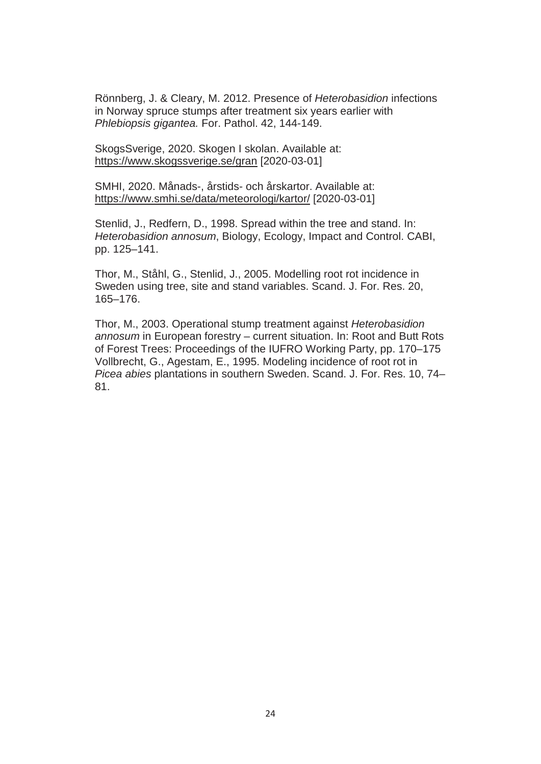Rönnberg, J. & Cleary, M. 2012. Presence of *Heterobasidion* infections in Norway spruce stumps after treatment six years earlier with *Phlebiopsis gigantea.* For. Pathol. 42, 144-149.

SkogsSverige, 2020. Skogen I skolan. Available at: https://www.skogssverige.se/gran [2020-03-01]

SMHI, 2020. Månads-, årstids- och årskartor. Available at: https://www.smhi.se/data/meteorologi/kartor/ [2020-03-01]

Stenlid, J., Redfern, D., 1998. Spread within the tree and stand. In: *Heterobasidion annosum*, Biology, Ecology, Impact and Control. CABI, pp. 125–141.

Thor, M., Ståhl, G., Stenlid, J., 2005. Modelling root rot incidence in Sweden using tree, site and stand variables. Scand. J. For. Res. 20, 165–176.

Thor, M., 2003. Operational stump treatment against *Heterobasidion annosum* in European forestry – current situation. In: Root and Butt Rots of Forest Trees: Proceedings of the IUFRO Working Party, pp. 170–175
Vollbrecht, G., Agestam, E., 1995. Modeling incidence of root rot in *Picea abies* plantations in southern Sweden. Scand. J. For. Res. 10, 74–81.